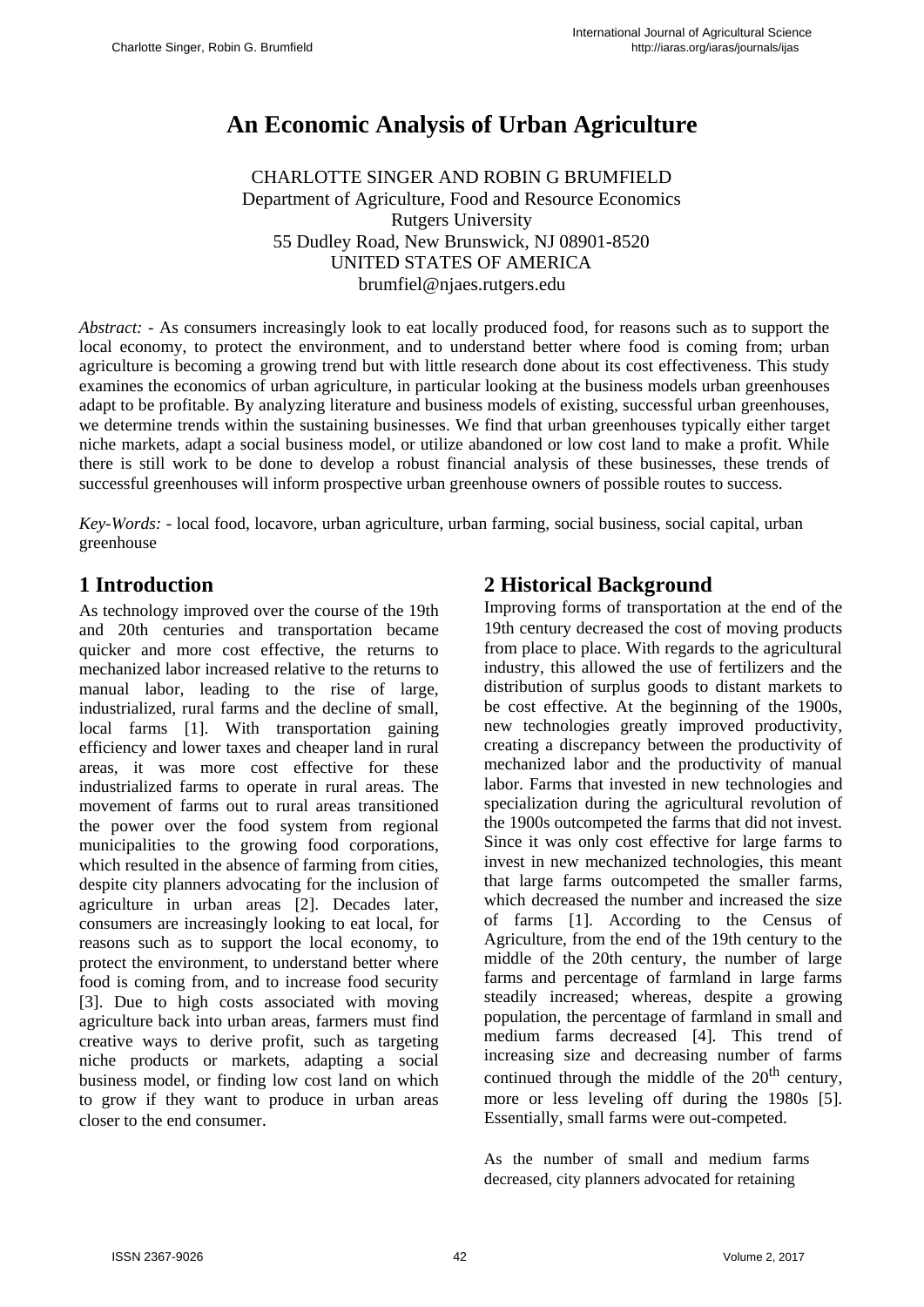# An Economic Analysis of Urban Agriculture

CHARLOTTE SINGER AND ROBIN G BRUMFIELD
Department of Agriculture, Food and Resource Economics
Rutgers University
55 Dudley Road, New Brunswick, NJ 08901-8520
UNITED STATES OF AMERICA
brumfiel@njaes.rutgers.edu

*Abstract:* - As consumers increasingly look to eat locally produced food, for reasons such as to support the local economy, to protect the environment, and to understand better where food is coming from; urban agriculture is becoming a growing trend but with little research done about its cost effectiveness. This study examines the economics of urban agriculture, in particular looking at the business models urban greenhouses adapt to be profitable. By analyzing literature and business models of existing, successful urban greenhouses, we determine trends within the sustaining businesses. We find that urban greenhouses typically either target niche markets, adapt a social business model, or utilize abandoned or low cost land to make a profit. While there is still work to be done to develop a robust financial analysis of these businesses, these trends of successful greenhouses will inform prospective urban greenhouse owners of possible routes to success.

*Key-Words:* - local food, locavore, urban agriculture, urban farming, social business, social capital, urban greenhouse

## 1 Introduction

As technology improved over the course of the 19th and 20th centuries and transportation became quicker and more cost effective, the returns to mechanized labor increased relative to the returns to manual labor, leading to the rise of large, industrialized, rural farms and the decline of small, local farms [1]. With transportation gaining efficiency and lower taxes and cheaper land in rural areas, it was more cost effective for these industrialized farms to operate in rural areas. The movement of farms out to rural areas transitioned the power over the food system from regional municipalities to the growing food corporations, which resulted in the absence of farming from cities, despite city planners advocating for the inclusion of agriculture in urban areas [2]. Decades later, consumers are increasingly looking to eat local, for reasons such as to support the local economy, to protect the environment, to understand better where food is coming from, and to increase food security [3]. Due to high costs associated with moving agriculture back into urban areas, farmers must find creative ways to derive profit, such as targeting niche products or markets, adapting a social business model, or finding low cost land on which to grow if they want to produce in urban areas closer to the end consumer.

## 2 Historical Background

Improving forms of transportation at the end of the 19th century decreased the cost of moving products from place to place. With regards to the agricultural industry, this allowed the use of fertilizers and the distribution of surplus goods to distant markets to be cost effective. At the beginning of the 1900s, new technologies greatly improved productivity, creating a discrepancy between the productivity of mechanized labor and the productivity of manual labor. Farms that invested in new technologies and specialization during the agricultural revolution of the 1900s outcompeted the farms that did not invest. Since it was only cost effective for large farms to invest in new mechanized technologies, this meant that large farms outcompeted the smaller farms, which decreased the number and increased the size of farms [1]. According to the Census of Agriculture, from the end of the 19th century to the middle of the 20th century, the number of large farms and percentage of farmland in large farms steadily increased; whereas, despite a growing population, the percentage of farmland in small and medium farms decreased [4]. This trend of increasing size and decreasing number of farms continued through the middle of the 20th century, more or less leveling off during the 1980s [5]. Essentially, small farms were out-competed.

As the number of small and medium farms decreased, city planners advocated for retaining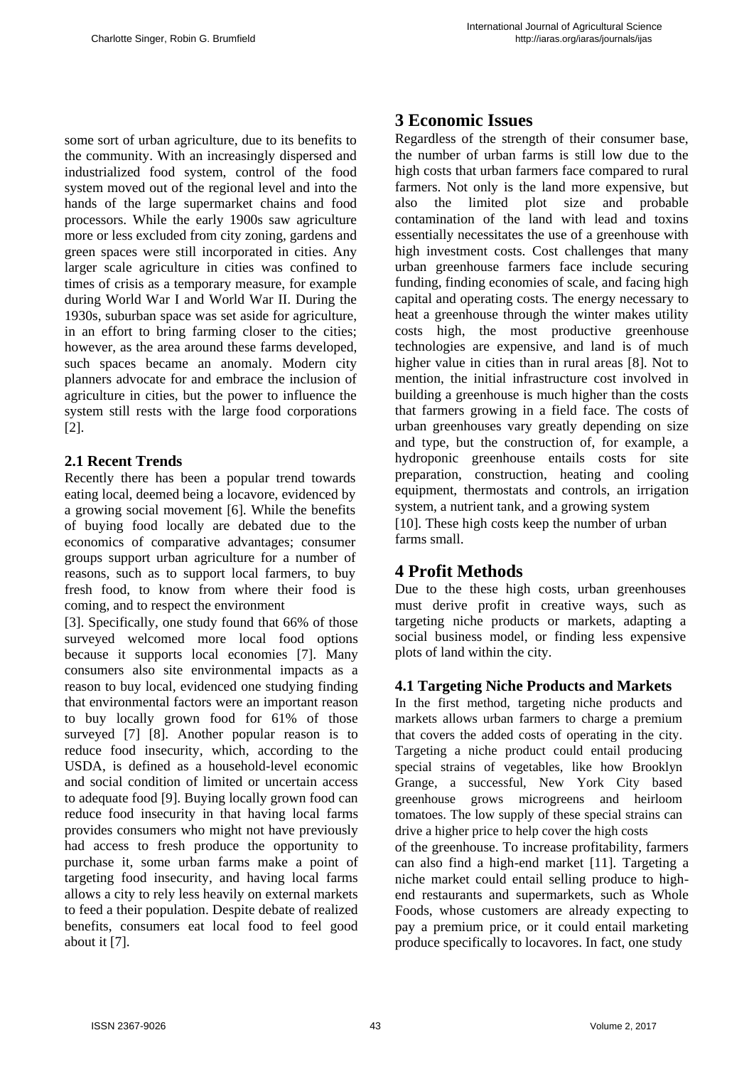some sort of urban agriculture, due to its benefits to the community. With an increasingly dispersed and industrialized food system, control of the food system moved out of the regional level and into the hands of the large supermarket chains and food processors. While the early 1900s saw agriculture more or less excluded from city zoning, gardens and green spaces were still incorporated in cities. Any larger scale agriculture in cities was confined to times of crisis as a temporary measure, for example during World War I and World War II. During the 1930s, suburban space was set aside for agriculture, in an effort to bring farming closer to the cities; however, as the area around these farms developed, such spaces became an anomaly. Modern city planners advocate for and embrace the inclusion of agriculture in cities, but the power to influence the system still rests with the large food corporations [2].

### 2.1 Recent Trends

Recently there has been a popular trend towards eating local, deemed being a locavore, evidenced by a growing social movement [6]. While the benefits of buying food locally are debated due to the economics of comparative advantages; consumer groups support urban agriculture for a number of reasons, such as to support local farmers, to buy fresh food, to know from where their food is coming, and to respect the environment [3]. Specifically, one study found that 66% of those surveyed welcomed more local food options because it supports local economies [7]. Many consumers also site environmental impacts as a reason to buy local, evidenced one studying finding that environmental factors were an important reason to buy locally grown food for 61% of those surveyed [7] [8]. Another popular reason is to reduce food insecurity, which, according to the USDA, is defined as a household-level economic and social condition of limited or uncertain access to adequate food [9]. Buying locally grown food can reduce food insecurity in that having local farms provides consumers who might not have previously had access to fresh produce the opportunity to purchase it, some urban farms make a point of targeting food insecurity, and having local farms allows a city to rely less heavily on external markets to feed a their population. Despite debate of realized benefits, consumers eat local food to feel good about it [7].

## 3 Economic Issues

Regardless of the strength of their consumer base, the number of urban farms is still low due to the high costs that urban farmers face compared to rural farmers. Not only is the land more expensive, but also the limited plot size and probable contamination of the land with lead and toxins essentially necessitates the use of a greenhouse with high investment costs. Cost challenges that many urban greenhouse farmers face include securing funding, finding economies of scale, and facing high capital and operating costs. The energy necessary to heat a greenhouse through the winter makes utility costs high, the most productive greenhouse technologies are expensive, and land is of much higher value in cities than in rural areas [8]. Not to mention, the initial infrastructure cost involved in building a greenhouse is much higher than the costs that farmers growing in a field face. The costs of urban greenhouses vary greatly depending on size and type, but the construction of, for example, a hydroponic greenhouse entails costs for site preparation, construction, heating and cooling equipment, thermostats and controls, an irrigation system, a nutrient tank, and a growing system [10]. These high costs keep the number of urban farms small.

## 4 Profit Methods

Due to the these high costs, urban greenhouses must derive profit in creative ways, such as targeting niche products or markets, adapting a social business model, or finding less expensive plots of land within the city.

### 4.1 Targeting Niche Products and Markets

In the first method, targeting niche products and markets allows urban farmers to charge a premium that covers the added costs of operating in the city. Targeting a niche product could entail producing special strains of vegetables, like how Brooklyn Grange, a successful, New York City based greenhouse grows microgreens and heirloom tomatoes. The low supply of these special strains can drive a higher price to help cover the high costs of the greenhouse. To increase profitability, farmers can also find a high-end market [11]. Targeting a niche market could entail selling produce to high-end restaurants and supermarkets, such as Whole Foods, whose customers are already expecting to pay a premium price, or it could entail marketing produce specifically to locavores. In fact, one study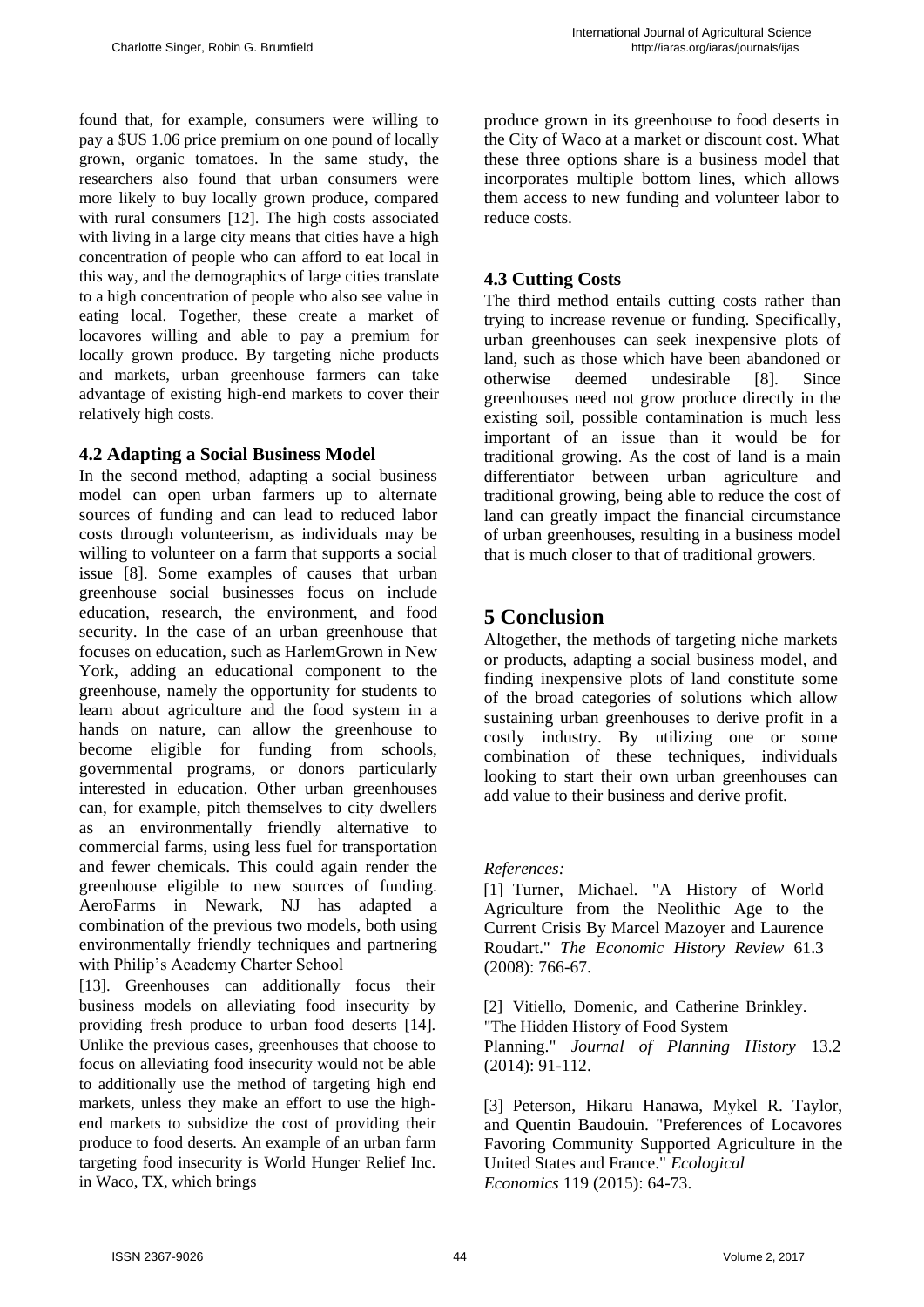found that, for example, consumers were willing to pay a $US 1.06 price premium on one pound of locally grown, organic tomatoes. In the same study, the researchers also found that urban consumers were more likely to buy locally grown produce, compared with rural consumers [12]. The high costs associated with living in a large city means that cities have a high concentration of people who can afford to eat local in this way, and the demographics of large cities translate to a high concentration of people who also see value in eating local. Together, these create a market of locavores willing and able to pay a premium for locally grown produce. By targeting niche products and markets, urban greenhouse farmers can take advantage of existing high-end markets to cover their relatively high costs.

### 4.2 Adapting a Social Business Model

In the second method, adapting a social business model can open urban farmers up to alternate sources of funding and can lead to reduced labor costs through volunteerism, as individuals may be willing to volunteer on a farm that supports a social issue [8]. Some examples of causes that urban greenhouse social businesses focus on include education, research, the environment, and food security. In the case of an urban greenhouse that focuses on education, such as HarlemGrown in New York, adding an educational component to the greenhouse, namely the opportunity for students to learn about agriculture and the food system in a hands on nature, can allow the greenhouse to become eligible for funding from schools, governmental programs, or donors particularly interested in education. Other urban greenhouses can, for example, pitch themselves to city dwellers as an environmentally friendly alternative to commercial farms, using less fuel for transportation and fewer chemicals. This could again render the greenhouse eligible to new sources of funding. AeroFarms in Newark, NJ has adapted a combination of the previous two models, both using environmentally friendly techniques and partnering with Philip's Academy Charter School [13]. Greenhouses can additionally focus their business models on alleviating food insecurity by providing fresh produce to urban food deserts [14]. Unlike the previous cases, greenhouses that choose to focus on alleviating food insecurity would not be able to additionally use the method of targeting high end markets, unless they make an effort to use the high-end markets to subsidize the cost of providing their produce to food deserts. An example of an urban farm targeting food insecurity is World Hunger Relief Inc. in Waco, TX, which brings produce grown in its greenhouse to food deserts in the City of Waco at a market or discount cost. What these three options share is a business model that incorporates multiple bottom lines, which allows them access to new funding and volunteer labor to reduce costs.

### 4.3 Cutting Costs

The third method entails cutting costs rather than trying to increase revenue or funding. Specifically, urban greenhouses can seek inexpensive plots of land, such as those which have been abandoned or otherwise deemed undesirable [8]. Since greenhouses need not grow produce directly in the existing soil, possible contamination is much less important of an issue than it would be for traditional growing. As the cost of land is a main differentiator between urban agriculture and traditional growing, being able to reduce the cost of land can greatly impact the financial circumstance of urban greenhouses, resulting in a business model that is much closer to that of traditional growers.

## 5 Conclusion

Altogether, the methods of targeting niche markets or products, adapting a social business model, and finding inexpensive plots of land constitute some of the broad categories of solutions which allow sustaining urban greenhouses to derive profit in a costly industry. By utilizing one or some combination of these techniques, individuals looking to start their own urban greenhouses can add value to their business and derive profit.

*References:*

[1] Turner, Michael. "A History of World Agriculture from the Neolithic Age to the Current Crisis By Marcel Mazoyer and Laurence Roudart." *The Economic History Review* 61.3 (2008): 766-67.

[2] Vitiello, Domenic, and Catherine Brinkley. "The Hidden History of Food System Planning." *Journal of Planning History* 13.2 (2014): 91-112.

[3] Peterson, Hikaru Hanawa, Mykel R. Taylor, and Quentin Baudouin. "Preferences of Locavores Favoring Community Supported Agriculture in the United States and France." *Ecological Economics* 119 (2015): 64-73.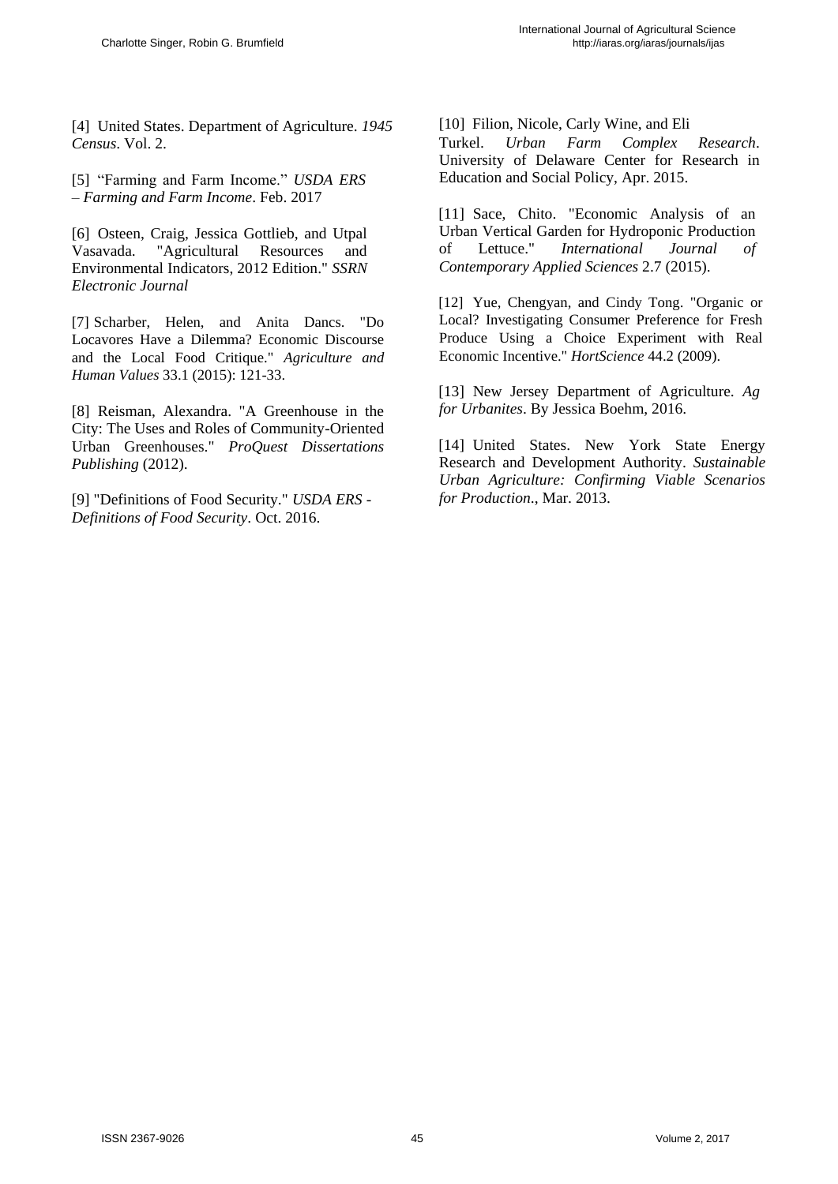[4] United States. Department of Agriculture. *1945 Census*. Vol. 2.

[5] "Farming and Farm Income." *USDA ERS – Farming and Farm Income*. Feb. 2017

[6] Osteen, Craig, Jessica Gottlieb, and Utpal Vasavada. "Agricultural Resources and Environmental Indicators, 2012 Edition." *SSRN Electronic Journal*

[7] Scharber, Helen, and Anita Dancs. "Do Locavores Have a Dilemma? Economic Discourse and the Local Food Critique." *Agriculture and Human Values* 33.1 (2015): 121-33.

[8] Reisman, Alexandra. "A Greenhouse in the City: The Uses and Roles of Community-Oriented Urban Greenhouses." *ProQuest Dissertations Publishing* (2012).

[9] "Definitions of Food Security." *USDA ERS - Definitions of Food Security*. Oct. 2016.

[10] Filion, Nicole, Carly Wine, and Eli Turkel. *Urban Farm Complex Research*. University of Delaware Center for Research in Education and Social Policy, Apr. 2015.

[11] Sace, Chito. "Economic Analysis of an Urban Vertical Garden for Hydroponic Production of Lettuce." *International Journal of Contemporary Applied Sciences* 2.7 (2015).

[12] Yue, Chengyan, and Cindy Tong. "Organic or Local? Investigating Consumer Preference for Fresh Produce Using a Choice Experiment with Real Economic Incentive." *HortScience* 44.2 (2009).

[13] New Jersey Department of Agriculture. *Ag for Urbanites*. By Jessica Boehm, 2016.

[14] United States. New York State Energy Research and Development Authority. *Sustainable Urban Agriculture: Confirming Viable Scenarios for Production*., Mar. 2013.